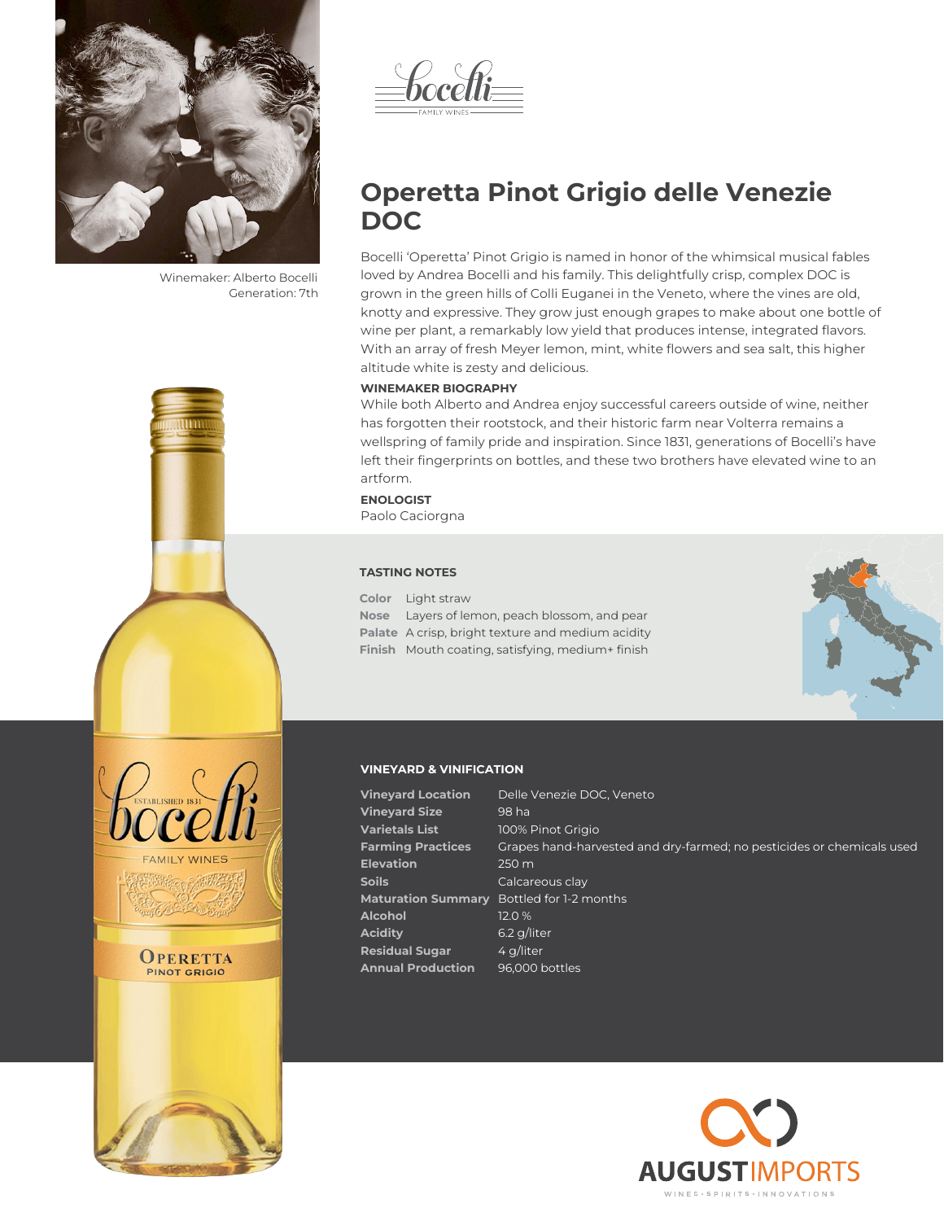Winemaker: Alberto Bocelli
Generation: 7th

# Operetta Pinot Grigio delle Venezie DOC

Bocelli 'Operetta' Pinot Grigio is named in honor of the whimsical musical fables loved by Andrea Bocelli and his family. This delightfully crisp, complex DOC is grown in the green hills of Colli Euganei in the Veneto, where the vines are old, knotty and expressive. They grow just enough grapes to make about one bottle of wine per plant, a remarkably low yield that produces intense, integrated flavors. With an array of fresh Meyer lemon, mint, white flowers and sea salt, this higher altitude white is zesty and delicious.

**WINEMAKER BIOGRAPHY**

While both Alberto and Andrea enjoy successful careers outside of wine, neither has forgotten their rootstock, and their historic farm near Volterra remains a wellspring of family pride and inspiration. Since 1831, generations of Bocelli's have left their fingerprints on bottles, and these two brothers have elevated wine to an artform.

**ENOLOGIST**

Paolo Caciorgna

## TASTING NOTES

| | |
|---|---|
| **Color** | Light straw |
| **Nose** | Layers of lemon, peach blossom, and pear |
| **Palate** | A crisp, bright texture and medium acidity |
| **Finish** | Mouth coating, satisfying, medium+ finish |

## VINEYARD & VINIFICATION

| | |
|---|---|
| **Vineyard Location** | Delle Venezie DOC, Veneto |
| **Vineyard Size** | 98 ha |
| **Varietals List** | 100% Pinot Grigio |
| **Farming Practices** | Grapes hand-harvested and dry-farmed; no pesticides or chemicals used |
| **Elevation** | 250 m |
| **Soils** | Calcareous clay |
| **Maturation Summary** | Bottled for 1-2 months |
| **Alcohol** | 12.0 % |
| **Acidity** | 6.2 g/liter |
| **Residual Sugar** | 4 g/liter |
| **Annual Production** | 96,000 bottles |

AUGUST IMPORTS
WINES • SPIRITS • INNOVATIONS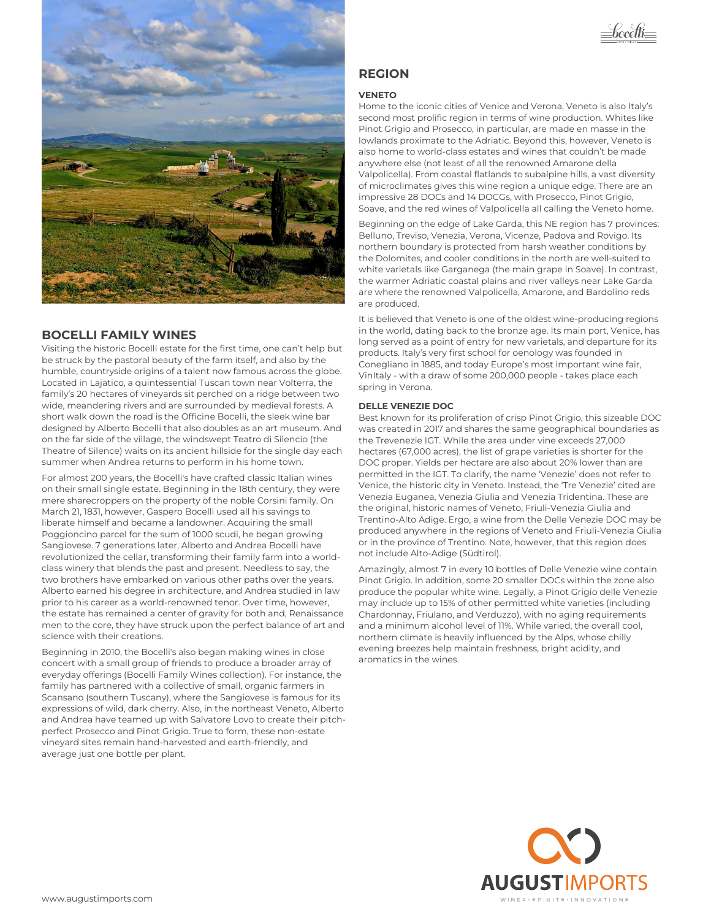## BOCELLI FAMILY WINES

Visiting the historic Bocelli estate for the first time, one can't help but be struck by the pastoral beauty of the farm itself, and also by the humble, countryside origins of a talent now famous across the globe. Located in Lajatico, a quintessential Tuscan town near Volterra, the family's 20 hectares of vineyards sit perched on a ridge between two wide, meandering rivers and are surrounded by medieval forests. A short walk down the road is the Officine Bocelli, the sleek wine bar designed by Alberto Bocelli that also doubles as an art museum. And on the far side of the village, the windswept Teatro di Silencio (the Theatre of Silence) waits on its ancient hillside for the single day each summer when Andrea returns to perform in his home town.

For almost 200 years, the Bocelli's have crafted classic Italian wines on their small single estate. Beginning in the 18th century, they were mere sharecroppers on the property of the noble Corsini family. On March 21, 1831, however, Gaspero Bocelli used all his savings to liberate himself and became a landowner. Acquiring the small Poggioncino parcel for the sum of 1000 scudi, he began growing Sangiovese. 7 generations later, Alberto and Andrea Bocelli have revolutionized the cellar, transforming their family farm into a world-class winery that blends the past and present. Needless to say, the two brothers have embarked on various other paths over the years. Alberto earned his degree in architecture, and Andrea studied in law prior to his career as a world-renowned tenor. Over time, however, the estate has remained a center of gravity for both and, Renaissance men to the core, they have struck upon the perfect balance of art and science with their creations.

Beginning in 2010, the Bocelli's also began making wines in close concert with a small group of friends to produce a broader array of everyday offerings (Bocelli Family Wines collection). For instance, the family has partnered with a collective of small, organic farmers in Scansano (southern Tuscany), where the Sangiovese is famous for its expressions of wild, dark cherry. Also, in the northeast Veneto, Alberto and Andrea have teamed up with Salvatore Lovo to create their pitch-perfect Prosecco and Pinot Grigio. True to form, these non-estate vineyard sites remain hand-harvested and earth-friendly, and average just one bottle per plant.

## REGION

### VENETO

Home to the iconic cities of Venice and Verona, Veneto is also Italy's second most prolific region in terms of wine production. Whites like Pinot Grigio and Prosecco, in particular, are made en masse in the lowlands proximate to the Adriatic. Beyond this, however, Veneto is also home to world-class estates and wines that couldn't be made anywhere else (not least of all the renowned Amarone della Valpolicella). From coastal flatlands to subalpine hills, a vast diversity of microclimates gives this wine region a unique edge. There are an impressive 28 DOCs and 14 DOCGs, with Prosecco, Pinot Grigio, Soave, and the red wines of Valpolicella all calling the Veneto home.

Beginning on the edge of Lake Garda, this NE region has 7 provinces: Belluno, Treviso, Venezia, Verona, Vicenze, Padova and Rovigo. Its northern boundary is protected from harsh weather conditions by the Dolomites, and cooler conditions in the north are well-suited to white varietals like Garganega (the main grape in Soave). In contrast, the warmer Adriatic coastal plains and river valleys near Lake Garda are where the renowned Valpolicella, Amarone, and Bardolino reds are produced.

It is believed that Veneto is one of the oldest wine-producing regions in the world, dating back to the bronze age. Its main port, Venice, has long served as a point of entry for new varietals, and departure for its products. Italy's very first school for oenology was founded in Conegliano in 1885, and today Europe's most important wine fair, VinItaly - with a draw of some 200,000 people - takes place each spring in Verona.

### DELLE VENEZIE DOC

Best known for its proliferation of crisp Pinot Grigio, this sizeable DOC was created in 2017 and shares the same geographical boundaries as the Trevenezie IGT. While the area under vine exceeds 27,000 hectares (67,000 acres), the list of grape varieties is shorter for the DOC proper. Yields per hectare are also about 20% lower than are permitted in the IGT. To clarify, the name 'Venezie' does not refer to Venice, the historic city in Veneto. Instead, the 'Tre Venezie' cited are Venezia Euganea, Venezia Giulia and Venezia Tridentina. These are the original, historic names of Veneto, Friuli-Venezia Giulia and Trentino-Alto Adige. Ergo, a wine from the Delle Venezie DOC may be produced anywhere in the regions of Veneto and Friuli-Venezia Giulia or in the province of Trentino. Note, however, that this region does not include Alto-Adige (Südtirol).

Amazingly, almost 7 in every 10 bottles of Delle Venezie wine contain Pinot Grigio. In addition, some 20 smaller DOCs within the zone also produce the popular white wine. Legally, a Pinot Grigio delle Venezie may include up to 15% of other permitted white varieties (including Chardonnay, Friulano, and Verduzzo), with no aging requirements and a minimum alcohol level of 11%. While varied, the overall cool, northern climate is heavily influenced by the Alps, whose chilly evening breezes help maintain freshness, bright acidity, and aromatics in the wines.

AUGUST IMPORTS
WINES • SPIRITS • INNOVATIONS

www.augustimports.com